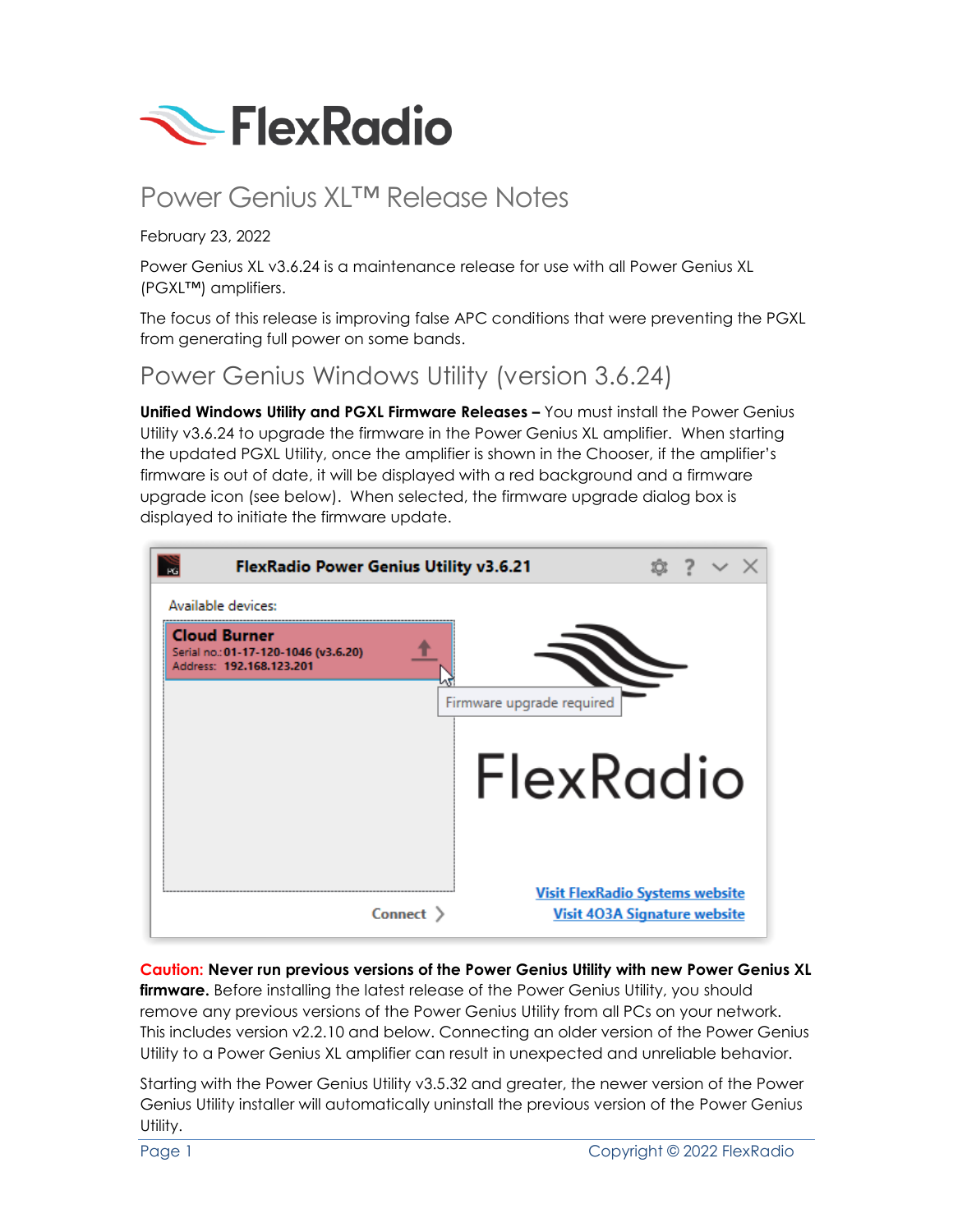# Power Genius XL™ Release Notes

February 23, 2022

Power Genius XL v3.6.24 is a maintenance release for use with all Power Genius XL (PGXL™) amplifiers.

The focus of this release is improving false APC conditions that were preventing the PGXL from generating full power on some bands.

## Power Genius Windows Utility (version 3.6.24)

**Unified Windows Utility and PGXL Firmware Releases –** You must install the Power Genius Utility v3.6.24 to upgrade the firmware in the Power Genius XL amplifier. When starting the updated PGXL Utility, once the amplifier is shown in the Chooser, if the amplifier's firmware is out of date, it will be displayed with a red background and a firmware upgrade icon (see below). When selected, the firmware upgrade dialog box is displayed to initiate the firmware update.

**Caution: Never run previous versions of the Power Genius Utility with new Power Genius XL firmware.** Before installing the latest release of the Power Genius Utility, you should remove any previous versions of the Power Genius Utility from all PCs on your network. This includes version v2.2.10 and below. Connecting an older version of the Power Genius Utility to a Power Genius XL amplifier can result in unexpected and unreliable behavior.

Starting with the Power Genius Utility v3.5.32 and greater, the newer version of the Power Genius Utility installer will automatically uninstall the previous version of the Power Genius Utility.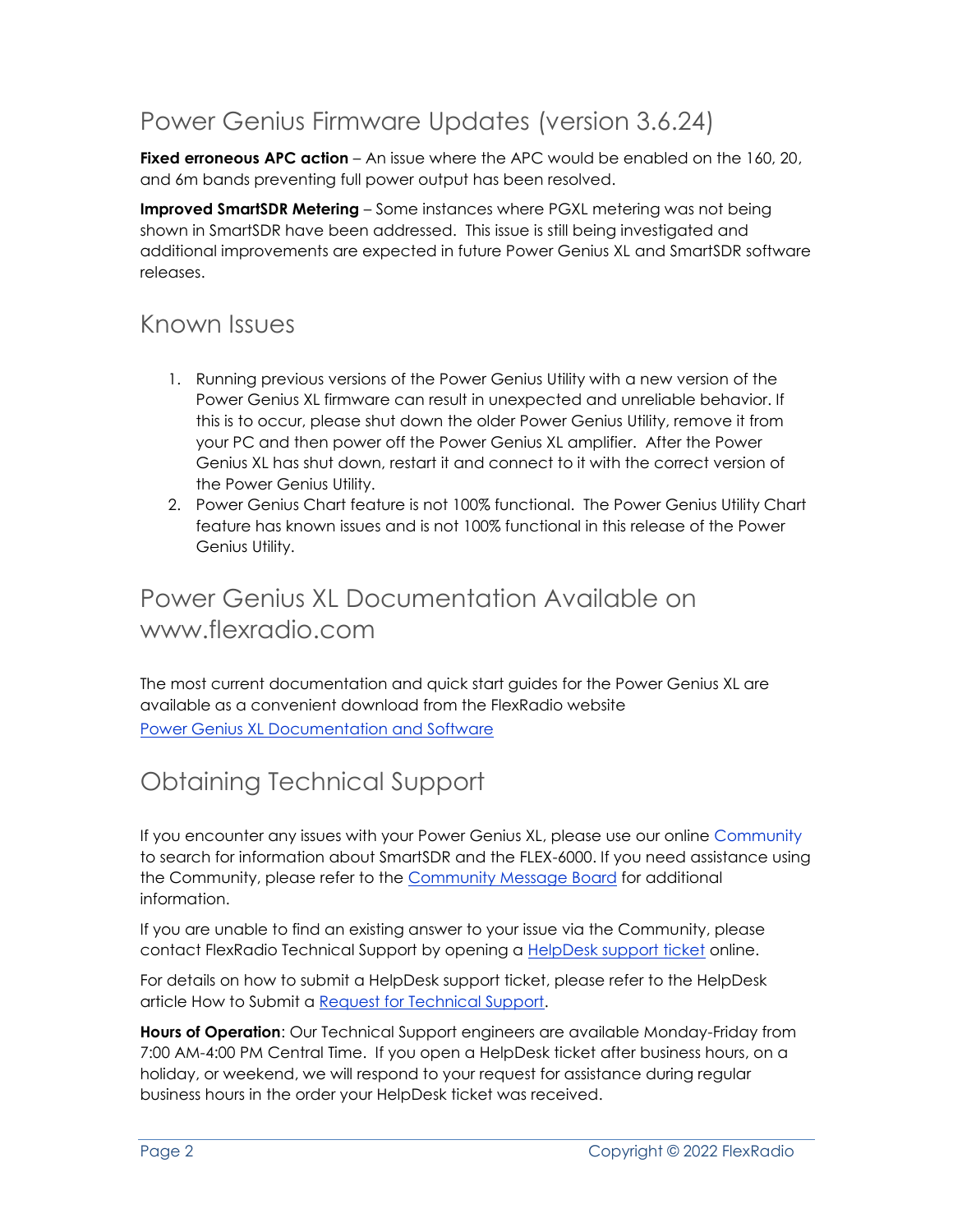## Power Genius Firmware Updates (version 3.6.24)

**Fixed erroneous APC action** – An issue where the APC would be enabled on the 160, 20, and 6m bands preventing full power output has been resolved.

**Improved SmartSDR Metering** – Some instances where PGXL metering was not being shown in SmartSDR have been addressed. This issue is still being investigated and additional improvements are expected in future Power Genius XL and SmartSDR software releases.

## Known Issues

1. Running previous versions of the Power Genius Utility with a new version of the Power Genius XL firmware can result in unexpected and unreliable behavior. If this is to occur, please shut down the older Power Genius Utility, remove it from your PC and then power off the Power Genius XL amplifier. After the Power Genius XL has shut down, restart it and connect to it with the correct version of the Power Genius Utility.
2. Power Genius Chart feature is not 100% functional. The Power Genius Utility Chart feature has known issues and is not 100% functional in this release of the Power Genius Utility.

## Power Genius XL Documentation Available on www.flexradio.com

The most current documentation and quick start guides for the Power Genius XL are available as a convenient download from the FlexRadio website
Power Genius XL Documentation and Software

## Obtaining Technical Support

If you encounter any issues with your Power Genius XL, please use our online Community to search for information about SmartSDR and the FLEX-6000. If you need assistance using the Community, please refer to the Community Message Board for additional information.

If you are unable to find an existing answer to your issue via the Community, please contact FlexRadio Technical Support by opening a HelpDesk support ticket online.

For details on how to submit a HelpDesk support ticket, please refer to the HelpDesk article How to Submit a Request for Technical Support.

**Hours of Operation**: Our Technical Support engineers are available Monday-Friday from 7:00 AM-4:00 PM Central Time. If you open a HelpDesk ticket after business hours, on a holiday, or weekend, we will respond to your request for assistance during regular business hours in the order your HelpDesk ticket was received.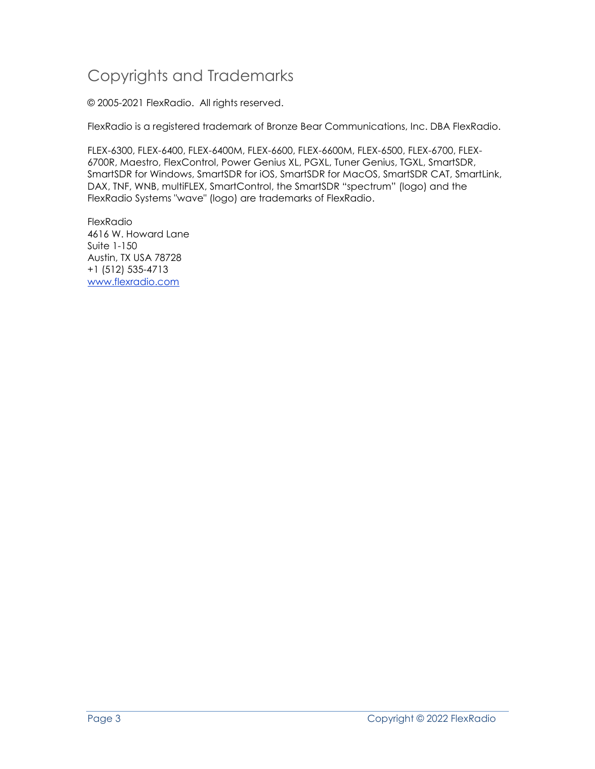# Copyrights and Trademarks

© 2005-2021 FlexRadio. All rights reserved.

FlexRadio is a registered trademark of Bronze Bear Communications, Inc. DBA FlexRadio.

FLEX-6300, FLEX-6400, FLEX-6400M, FLEX-6600, FLEX-6600M, FLEX-6500, FLEX-6700, FLEX-6700R, Maestro, FlexControl, Power Genius XL, PGXL, Tuner Genius, TGXL, SmartSDR, SmartSDR for Windows, SmartSDR for iOS, SmartSDR for MacOS, SmartSDR CAT, SmartLink, DAX, TNF, WNB, multiFLEX, SmartControl, the SmartSDR "spectrum" (logo) and the FlexRadio Systems "wave" (logo) are trademarks of FlexRadio.

FlexRadio
4616 W. Howard Lane
Suite 1-150
Austin, TX USA 78728
+1 (512) 535-4713
www.flexradio.com